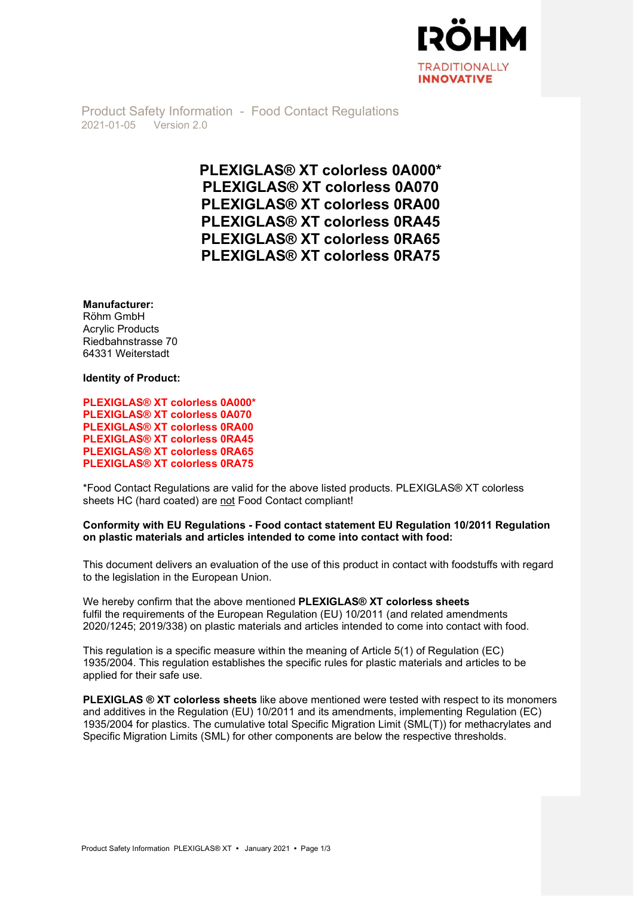Product Safety Information - Food Contact Regulations
2021-01-05 Version 2.0

# PLEXIGLAS® XT colorless 0A000*
# PLEXIGLAS® XT colorless 0A070
# PLEXIGLAS® XT colorless 0RA00
# PLEXIGLAS® XT colorless 0RA45
# PLEXIGLAS® XT colorless 0RA65
# PLEXIGLAS® XT colorless 0RA75

**Manufacturer:**
Röhm GmbH
Acrylic Products
Riedbahnstrasse 70
64331 Weiterstadt

**Identity of Product:**

**PLEXIGLAS® XT colorless 0A000***
**PLEXIGLAS® XT colorless 0A070**
**PLEXIGLAS® XT colorless 0RA00**
**PLEXIGLAS® XT colorless 0RA45**
**PLEXIGLAS® XT colorless 0RA65**
**PLEXIGLAS® XT colorless 0RA75**

*Food Contact Regulations are valid for the above listed products. PLEXIGLAS® XT colorless sheets HC (hard coated) are not Food Contact compliant!

**Conformity with EU Regulations - Food contact statement EU Regulation 10/2011 Regulation on plastic materials and articles intended to come into contact with food:**

This document delivers an evaluation of the use of this product in contact with foodstuffs with regard to the legislation in the European Union.

We hereby confirm that the above mentioned **PLEXIGLAS® XT colorless sheets** fulfil the requirements of the European Regulation (EU) 10/2011 (and related amendments 2020/1245; 2019/338) on plastic materials and articles intended to come into contact with food.

This regulation is a specific measure within the meaning of Article 5(1) of Regulation (EC) 1935/2004. This regulation establishes the specific rules for plastic materials and articles to be applied for their safe use.

**PLEXIGLAS ® XT colorless sheets** like above mentioned were tested with respect to its monomers and additives in the Regulation (EU) 10/2011 and its amendments, implementing Regulation (EC) 1935/2004 for plastics. The cumulative total Specific Migration Limit (SML(T)) for methacrylates and Specific Migration Limits (SML) for other components are below the respective thresholds.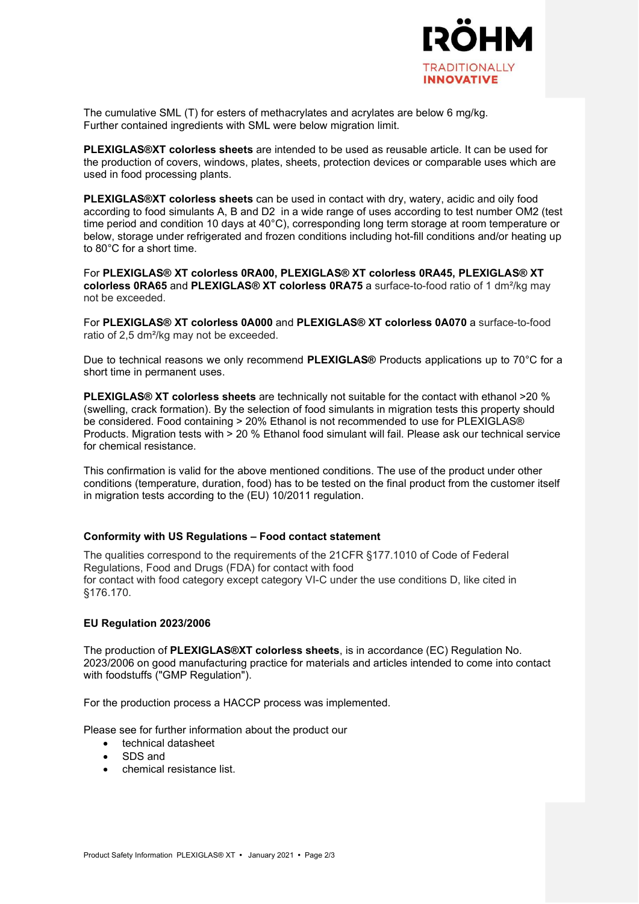The cumulative SML (T) for esters of methacrylates and acrylates are below 6 mg/kg.
Further contained ingredients with SML were below migration limit.

**PLEXIGLAS®XT colorless sheets** are intended to be used as reusable article. It can be used for the production of covers, windows, plates, sheets, protection devices or comparable uses which are used in food processing plants.

**PLEXIGLAS®XT colorless sheets** can be used in contact with dry, watery, acidic and oily food according to food simulants A, B and D2 in a wide range of uses according to test number OM2 (test time period and condition 10 days at 40°C), corresponding long term storage at room temperature or below, storage under refrigerated and frozen conditions including hot-fill conditions and/or heating up to 80°C for a short time.

For **PLEXIGLAS® XT colorless 0RA00, PLEXIGLAS® XT colorless 0RA45, PLEXIGLAS® XT colorless 0RA65** and **PLEXIGLAS® XT colorless 0RA75** a surface-to-food ratio of 1 dm²/kg may not be exceeded.

For **PLEXIGLAS® XT colorless 0A000** and **PLEXIGLAS® XT colorless 0A070** a surface-to-food ratio of 2,5 dm²/kg may not be exceeded.

Due to technical reasons we only recommend **PLEXIGLAS®** Products applications up to 70°C for a short time in permanent uses.

**PLEXIGLAS® XT colorless sheets** are technically not suitable for the contact with ethanol >20 % (swelling, crack formation). By the selection of food simulants in migration tests this property should be considered. Food containing > 20% Ethanol is not recommended to use for PLEXIGLAS® Products. Migration tests with > 20 % Ethanol food simulant will fail. Please ask our technical service for chemical resistance.

This confirmation is valid for the above mentioned conditions. The use of the product under other conditions (temperature, duration, food) has to be tested on the final product from the customer itself in migration tests according to the (EU) 10/2011 regulation.

### Conformity with US Regulations – Food contact statement

The qualities correspond to the requirements of the 21CFR §177.1010 of Code of Federal Regulations, Food and Drugs (FDA) for contact with food
for contact with food category except category VI-C under the use conditions D, like cited in §176.170.

### EU Regulation 2023/2006

The production of **PLEXIGLAS®XT colorless sheets**, is in accordance (EC) Regulation No. 2023/2006 on good manufacturing practice for materials and articles intended to come into contact with foodstuffs ("GMP Regulation").

For the production process a HACCP process was implemented.

Please see for further information about the product our

- technical datasheet
- SDS and
- chemical resistance list.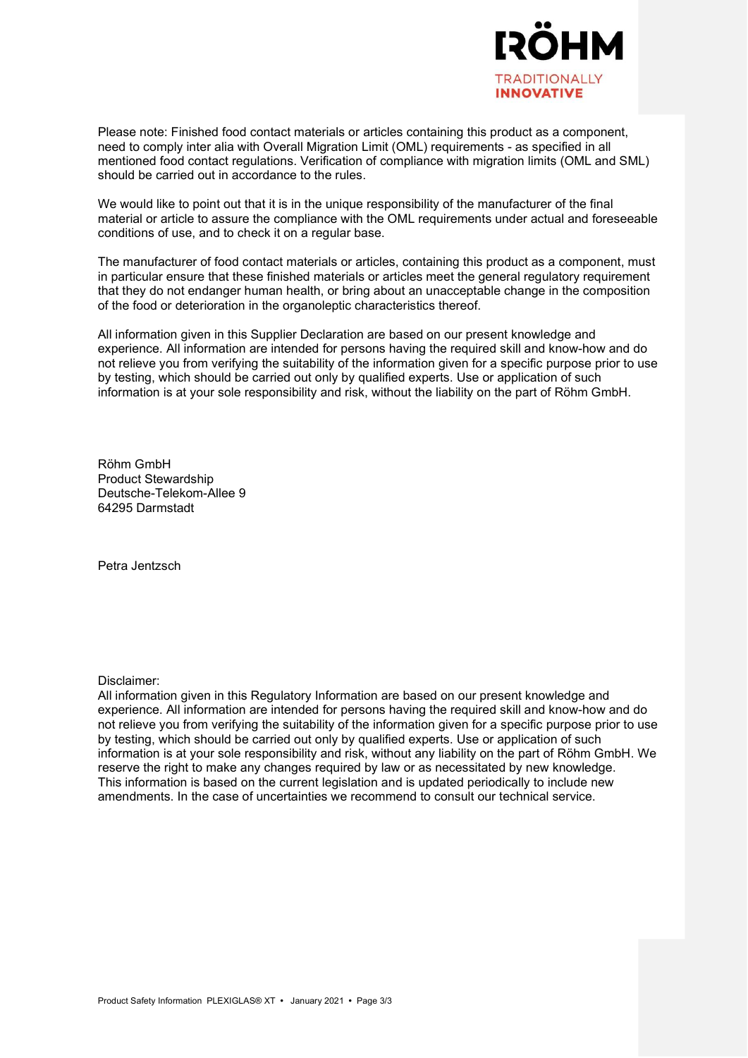Please note: Finished food contact materials or articles containing this product as a component, need to comply inter alia with Overall Migration Limit (OML) requirements - as specified in all mentioned food contact regulations. Verification of compliance with migration limits (OML and SML) should be carried out in accordance to the rules.

We would like to point out that it is in the unique responsibility of the manufacturer of the final material or article to assure the compliance with the OML requirements under actual and foreseeable conditions of use, and to check it on a regular base.

The manufacturer of food contact materials or articles, containing this product as a component, must in particular ensure that these finished materials or articles meet the general regulatory requirement that they do not endanger human health, or bring about an unacceptable change in the composition of the food or deterioration in the organoleptic characteristics thereof.

All information given in this Supplier Declaration are based on our present knowledge and experience. All information are intended for persons having the required skill and know-how and do not relieve you from verifying the suitability of the information given for a specific purpose prior to use by testing, which should be carried out only by qualified experts. Use or application of such information is at your sole responsibility and risk, without the liability on the part of Röhm GmbH.

Röhm GmbH
Product Stewardship
Deutsche-Telekom-Allee 9
64295 Darmstadt

Petra Jentzsch

Disclaimer:
All information given in this Regulatory Information are based on our present knowledge and experience. All information are intended for persons having the required skill and know-how and do not relieve you from verifying the suitability of the information given for a specific purpose prior to use by testing, which should be carried out only by qualified experts. Use or application of such information is at your sole responsibility and risk, without any liability on the part of Röhm GmbH. We reserve the right to make any changes required by law or as necessitated by new knowledge. This information is based on the current legislation and is updated periodically to include new amendments. In the case of uncertainties we recommend to consult our technical service.